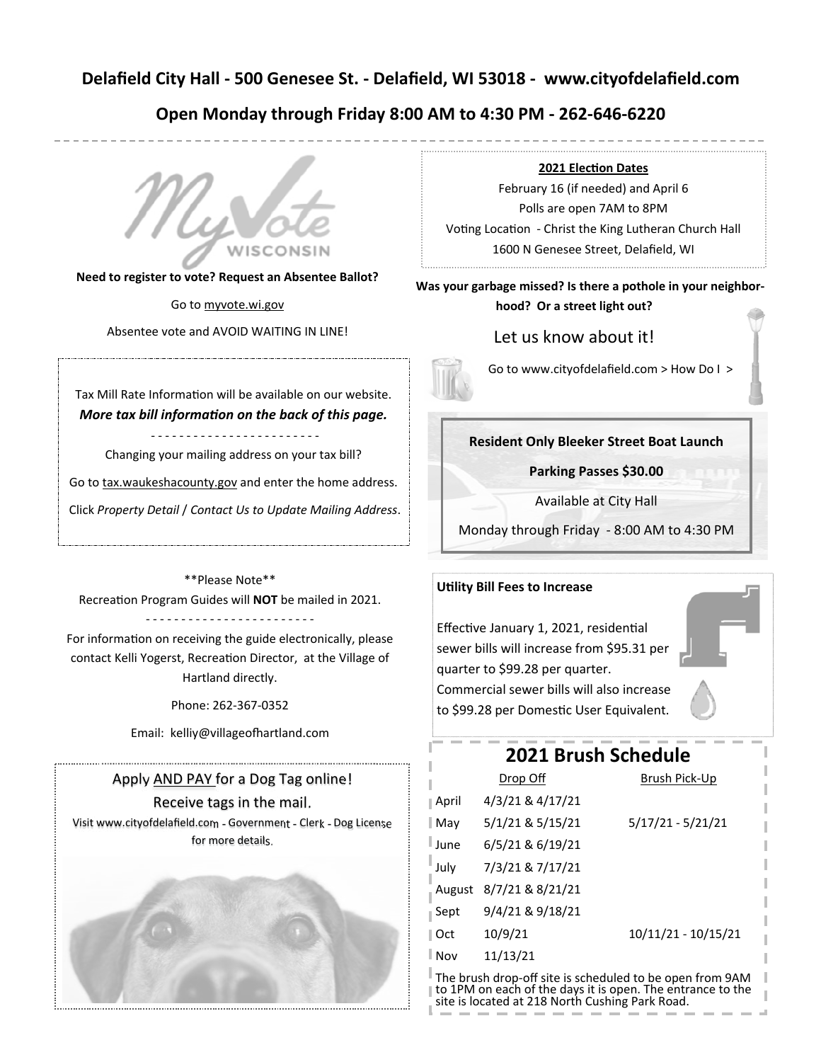**Delafield City Hall - 500 Genesee St. - Delafield, WI 53018 - www.cityofdelafield.com**

**Open Monday through Friday 8:00 AM to 4:30 PM - 262-646-6220**

MyVote WISCONSIN

**Need to register to vote? Request an Absentee Ballot?**

Go to myvote.wi.gov

Absentee vote and AVOID WAITING IN LINE!

Tax Mill Rate Information will be available on our website.

***More tax bill information on the back of this page.***

- - - - - - - - - - - - - - - - - - - - - - - -

Changing your mailing address on your tax bill?

Go to tax.waukeshacounty.gov and enter the home address.

Click *Property Detail* / *Contact Us to Update Mailing Address*.

\*\*Please Note\*\*

Recreation Program Guides will **NOT** be mailed in 2021.

- - - - - - - - - - - - - - - - - - - - - - - -

For information on receiving the guide electronically, please contact Kelli Yogerst, Recreation Director, at the Village of Hartland directly.

Phone: 262-367-0352

Email: kelliy@villageofhartland.com

Apply AND PAY for a Dog Tag online!

Receive tags in the mail.

Visit www.cityofdelafield.com - Government - Clerk - Dog License for more details.

**2021 Election Dates**

February 16 (if needed) and April 6

Polls are open 7AM to 8PM

Voting Location - Christ the King Lutheran Church Hall

1600 N Genesee Street, Delafield, WI

**Was your garbage missed? Is there a pothole in your neighborhood? Or a street light out?**

Let us know about it!

Go to www.cityofdelafield.com > How Do I >

**Resident Only Bleeker Street Boat Launch**

**Parking Passes $30.00**

Available at City Hall

Monday through Friday - 8:00 AM to 4:30 PM

**Utility Bill Fees to Increase**

Effective January 1, 2021, residential sewer bills will increase from $95.31 per quarter to $99.28 per quarter. Commercial sewer bills will also increase to $99.28 per Domestic User Equivalent.

## 2021 Brush Schedule

| | Drop Off | Brush Pick-Up |
|---|---|---|
| April | 4/3/21 & 4/17/21 | |
| May | 5/1/21 & 5/15/21 | 5/17/21 - 5/21/21 |
| June | 6/5/21 & 6/19/21 | |
| July | 7/3/21 & 7/17/21 | |
| August | 8/7/21 & 8/21/21 | |
| Sept | 9/4/21 & 9/18/21 | |
| Oct | 10/9/21 | 10/11/21 - 10/15/21 |
| Nov | 11/13/21 | |

The brush drop-off site is scheduled to be open from 9AM to 1PM on each of the days it is open. The entrance to the site is located at 218 North Cushing Park Road.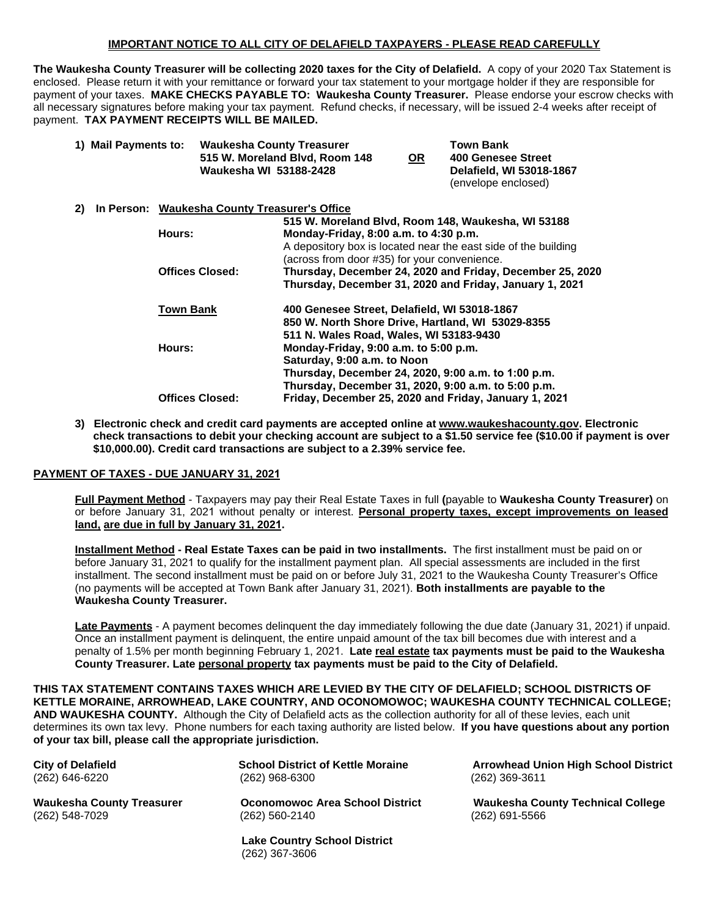## IMPORTANT NOTICE TO ALL CITY OF DELAFIELD TAXPAYERS - PLEASE READ CAREFULLY

**The Waukesha County Treasurer will be collecting 2020 taxes for the City of Delafield.** A copy of your 2020 Tax Statement is enclosed. Please return it with your remittance or forward your tax statement to your mortgage holder if they are responsible for payment of your taxes. **MAKE CHECKS PAYABLE TO: Waukesha County Treasurer.** Please endorse your escrow checks with all necessary signatures before making your tax payment. Refund checks, if necessary, will be issued 2-4 weeks after receipt of payment. **TAX PAYMENT RECEIPTS WILL BE MAILED.**

| | | | |
|---|---|---|---|
| **1) Mail Payments to:** | **Waukesha County Treasurer**<br>**515 W. Moreland Blvd, Room 148**<br>**Waukesha WI 53188-2428** | **OR** | **Town Bank**<br>**400 Genesee Street**<br>**Delafield, WI 53018-1867**<br>(envelope enclosed) |

**2) In Person:** **Waukesha County Treasurer's Office**

| | |
|---|---|
| | **515 W. Moreland Blvd, Room 148, Waukesha, WI 53188** |
| **Hours:** | **Monday-Friday, 8:00 a.m. to 4:30 p.m.**<br>A depository box is located near the east side of the building (across from door #35) for your convenience. |
| **Offices Closed:** | **Thursday, December 24, 2020 and Friday, December 25, 2020**<br>**Thursday, December 31, 2020 and Friday, January 1, 2021** |
| **Town Bank** | **400 Genesee Street, Delafield, WI 53018-1867**<br>**850 W. North Shore Drive, Hartland, WI 53029-8355**<br>**511 N. Wales Road, Wales, WI 53183-9430** |
| **Hours:** | **Monday-Friday, 9:00 a.m. to 5:00 p.m.**<br>**Saturday, 9:00 a.m. to Noon**<br>**Thursday, December 24, 2020, 9:00 a.m. to 1:00 p.m.**<br>**Thursday, December 31, 2020, 9:00 a.m. to 5:00 p.m.** |
| **Offices Closed:** | **Friday, December 25, 2020 and Friday, January 1, 2021** |

**3) Electronic check and credit card payments are accepted online at www.waukeshacounty.gov. Electronic check transactions to debit your checking account are subject to a $1.50 service fee ($10.00 if payment is over $10,000.00). Credit card transactions are subject to a 2.39% service fee.**

## PAYMENT OF TAXES - DUE JANUARY 31, 2021

**Full Payment Method** - Taxpayers may pay their Real Estate Taxes in full **(**payable to **Waukesha County Treasurer)** on or before January 31, 2021 without penalty or interest. **Personal property taxes, except improvements on leased land, are due in full by January 31, 2021.**

**Installment Method - Real Estate Taxes can be paid in two installments.** The first installment must be paid on or before January 31, 2021 to qualify for the installment payment plan. All special assessments are included in the first installment. The second installment must be paid on or before July 31, 2021 to the Waukesha County Treasurer's Office (no payments will be accepted at Town Bank after January 31, 2021). **Both installments are payable to the Waukesha County Treasurer.**

**Late Payments** - A payment becomes delinquent the day immediately following the due date (January 31, 2021) if unpaid. Once an installment payment is delinquent, the entire unpaid amount of the tax bill becomes due with interest and a penalty of 1.5% per month beginning February 1, 2021. **Late real estate tax payments must be paid to the Waukesha County Treasurer. Late personal property tax payments must be paid to the City of Delafield.**

**THIS TAX STATEMENT CONTAINS TAXES WHICH ARE LEVIED BY THE CITY OF DELAFIELD; SCHOOL DISTRICTS OF KETTLE MORAINE, ARROWHEAD, LAKE COUNTRY, AND OCONOMOWOC; WAUKESHA COUNTY TECHNICAL COLLEGE; AND WAUKESHA COUNTY.** Although the City of Delafield acts as the collection authority for all of these levies, each unit determines its own tax levy. Phone numbers for each taxing authority are listed below. **If you have questions about any portion of your tax bill, please call the appropriate jurisdiction.**

| | | |
|---|---|---|
| **City of Delafield**<br>(262) 646-6220 | **School District of Kettle Moraine**<br>(262) 968-6300 | **Arrowhead Union High School District**<br>(262) 369-3611 |
| **Waukesha County Treasurer**<br>(262) 548-7029 | **Oconomowoc Area School District**<br>(262) 560-2140 | **Waukesha County Technical College**<br>(262) 691-5566 |
| | **Lake Country School District**<br>(262) 367-3606 | |